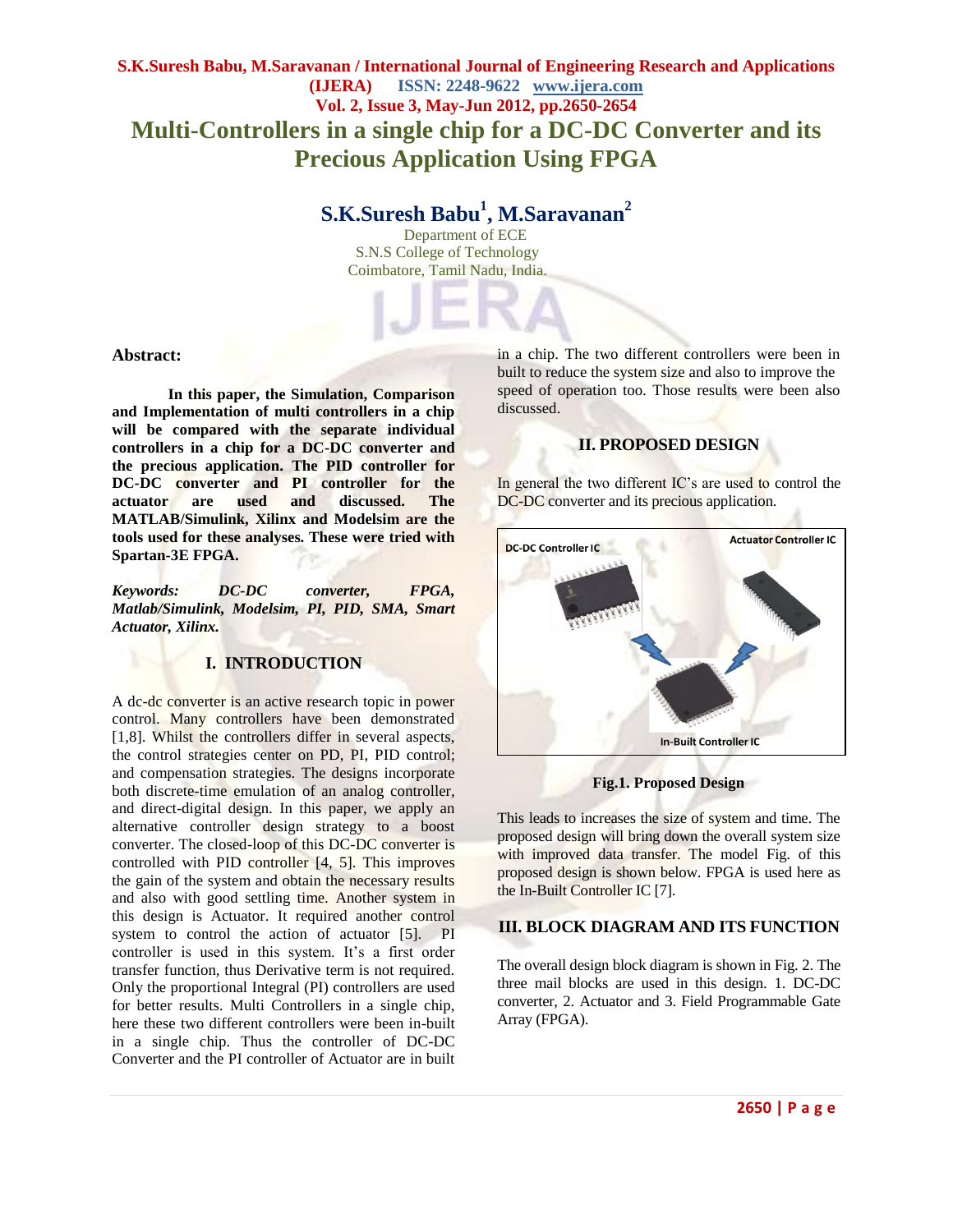# Multi-Controllers in a single chip for a DC-DC Converter and its Precious Application Using FPGA

**S.K.Suresh Babu[1], M.Saravanan[2]**

Department of ECE
S.N.S College of Technology
Coimbatore, Tamil Nadu, India.

## Abstract:

**In this paper, the Simulation, Comparison and Implementation of multi controllers in a chip will be compared with the separate individual controllers in a chip for a DC-DC converter and the precious application. The PID controller for DC-DC converter and PI controller for the actuator are used and discussed. The MATLAB/Simulink, Xilinx and Modelsim are the tools used for these analyses. These were tried with Spartan-3E FPGA.**

***Keywords:* *DC-DC converter, FPGA, Matlab/Simulink, Modelsim, PI, PID, SMA, Smart Actuator, Xilinx.***

## I. INTRODUCTION

A dc-dc converter is an active research topic in power control. Many controllers have been demonstrated [1,8]. Whilst the controllers differ in several aspects, the control strategies center on PD, PI, PID control; and compensation strategies. The designs incorporate both discrete-time emulation of an analog controller, and direct-digital design. In this paper, we apply an alternative controller design strategy to a boost converter. The closed-loop of this DC-DC converter is controlled with PID controller [4, 5]. This improves the gain of the system and obtain the necessary results and also with good settling time. Another system in this design is Actuator. It required another control system to control the action of actuator [5]. PI controller is used in this system. It's a first order transfer function, thus Derivative term is not required. Only the proportional Integral (PI) controllers are used for better results. Multi Controllers in a single chip, here these two different controllers were been in-built in a single chip. Thus the controller of DC-DC Converter and the PI controller of Actuator are in built in a chip. The two different controllers were been in built to reduce the system size and also to improve the speed of operation too. Those results were been also discussed.

## II. PROPOSED DESIGN

In general the two different IC's are used to control the DC-DC converter and its precious application.

**Fig.1. Proposed Design**

This leads to increases the size of system and time. The proposed design will bring down the overall system size with improved data transfer. The model Fig. of this proposed design is shown below. FPGA is used here as the In-Built Controller IC [7].

## III. BLOCK DIAGRAM AND ITS FUNCTION

The overall design block diagram is shown in Fig. 2. The three mail blocks are used in this design. 1. DC-DC converter, 2. Actuator and 3. Field Programmable Gate Array (FPGA).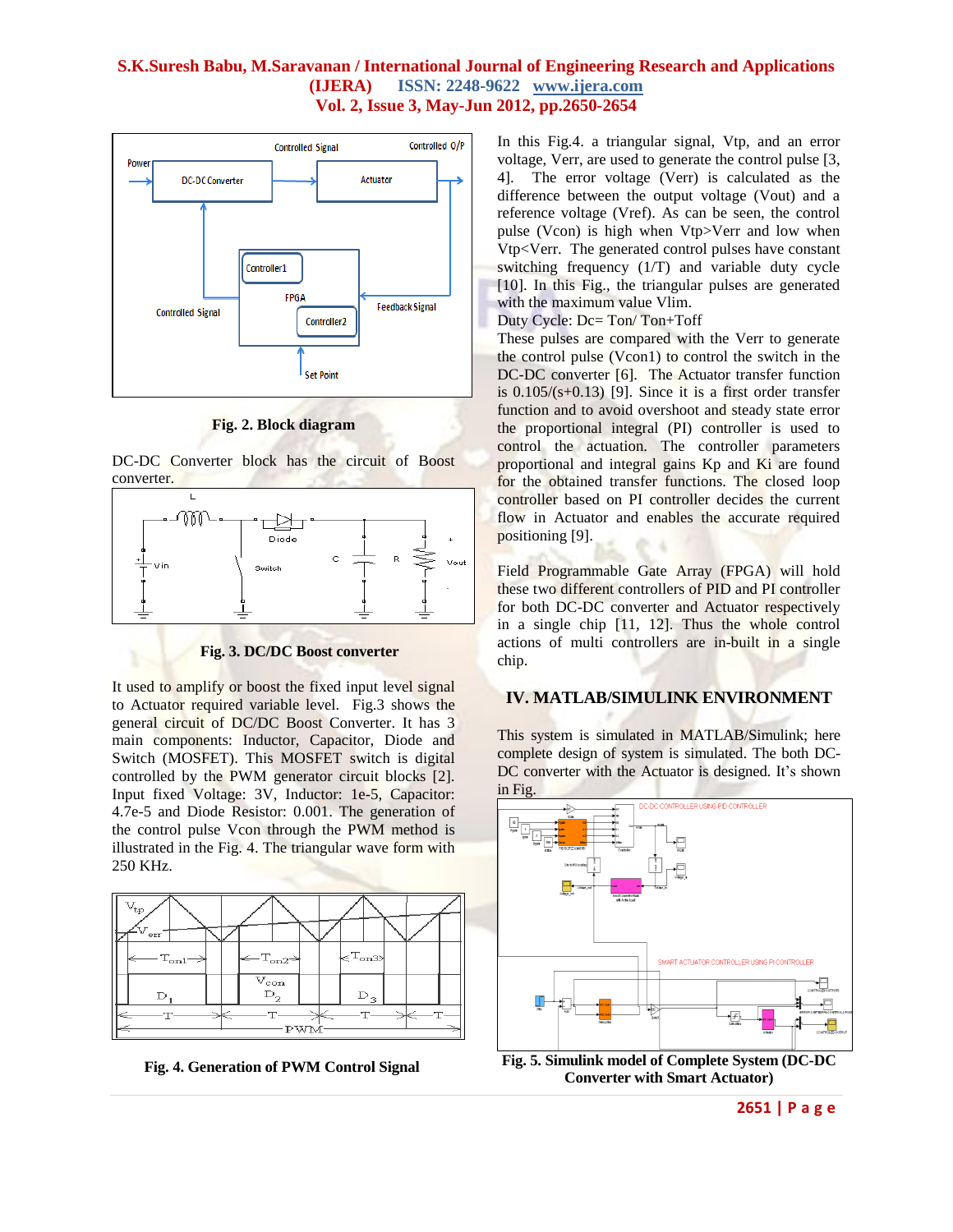Fig. 2. Block diagram

DC-DC Converter block has the circuit of Boost converter.

Fig. 3. DC/DC Boost converter

It used to amplify or boost the fixed input level signal to Actuator required variable level. Fig.3 shows the general circuit of DC/DC Boost Converter. It has 3 main components: Inductor, Capacitor, Diode and Switch (MOSFET). This MOSFET switch is digital controlled by the PWM generator circuit blocks [2]. Input fixed Voltage: 3V, Inductor: 1e-5, Capacitor: 4.7e-5 and Diode Resistor: 0.001. The generation of the control pulse Vcon through the PWM method is illustrated in the Fig. 4. The triangular wave form with 250 KHz.

Fig. 4. Generation of PWM Control Signal

In this Fig.4. a triangular signal, Vtp, and an error voltage, Verr, are used to generate the control pulse [3, 4]. The error voltage (Verr) is calculated as the difference between the output voltage (Vout) and a reference voltage (Vref). As can be seen, the control pulse (Vcon) is high when Vtp>Verr and low when Vtp<Verr. The generated control pulses have constant switching frequency (1/T) and variable duty cycle [10]. In this Fig., the triangular pulses are generated with the maximum value Vlim.

Duty Cycle: Dc= Ton/ Ton+Toff

These pulses are compared with the Verr to generate the control pulse (Vcon1) to control the switch in the DC-DC converter [6]. The Actuator transfer function is 0.105/(s+0.13) [9]. Since it is a first order transfer function and to avoid overshoot and steady state error the proportional integral (PI) controller is used to control the actuation. The controller parameters proportional and integral gains Kp and Ki are found for the obtained transfer functions. The closed loop controller based on PI controller decides the current flow in Actuator and enables the accurate required positioning [9].

Field Programmable Gate Array (FPGA) will hold these two different controllers of PID and PI controller for both DC-DC converter and Actuator respectively in a single chip [11, 12]. Thus the whole control actions of multi controllers are in-built in a single chip.

## IV. MATLAB/SIMULINK ENVIRONMENT

This system is simulated in MATLAB/Simulink; here complete design of system is simulated. The both DC-DC converter with the Actuator is designed. It's shown in Fig.

Fig. 5. Simulink model of Complete System (DC-DC Converter with Smart Actuator)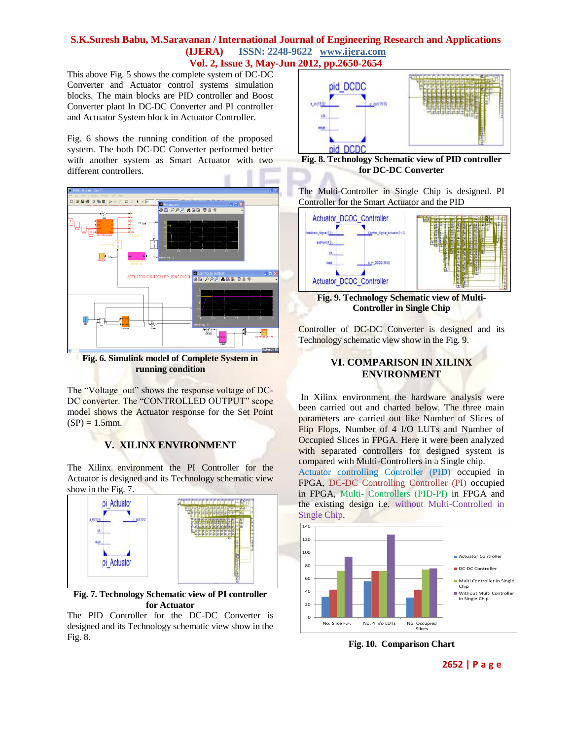This above Fig. 5 shows the complete system of DC-DC Converter and Actuator control systems simulation blocks. The main blocks are PID controller and Boost Converter plant In DC-DC Converter and PI controller and Actuator System block in Actuator Controller.

Fig. 6 shows the running condition of the proposed system. The both DC-DC Converter performed better with another system as Smart Actuator with two different controllers.

Fig. 6. Simulink model of Complete System in running condition

The "Voltage_out" shows the response voltage of DC-DC converter. The "CONTROLLED OUTPUT" scope model shows the Actuator response for the Set Point (SP) = 1.5mm.

## V. XILINX ENVIRONMENT

The Xilinx environment the PI Controller for the Actuator is designed and its Technology schematic view show in the Fig. 7.

Fig. 7. Technology Schematic view of PI controller for Actuator

The PID Controller for the DC-DC Converter is designed and its Technology schematic view show in the Fig. 8.

Fig. 8. Technology Schematic view of PID controller for DC-DC Converter

The Multi-Controller in Single Chip is designed. PI Controller for the Smart Actuator and the PID

Fig. 9. Technology Schematic view of Multi-Controller in Single Chip

Controller of DC-DC Converter is designed and its Technology schematic view show in the Fig. 9.

## VI. COMPARISON IN XILINX ENVIRONMENT

In Xilinx environment the hardware analysis were been carried out and charted below. The three main parameters are carried out like Number of Slices of Flip Flops, Number of 4 I/O LUTs and Number of Occupied Slices in FPGA. Here it were been analyzed with separated controllers for designed system is compared with Multi-Controllers in a Single chip. Actuator controlling Controller (PID) occupied in FPGA, DC-DC Controlling Controller (PI) occupied in FPGA, Multi- Controllers (PID-PI) in FPGA and the existing design i.e. without Multi-Controlled in Single Chip.

Fig. 10. Comparison Chart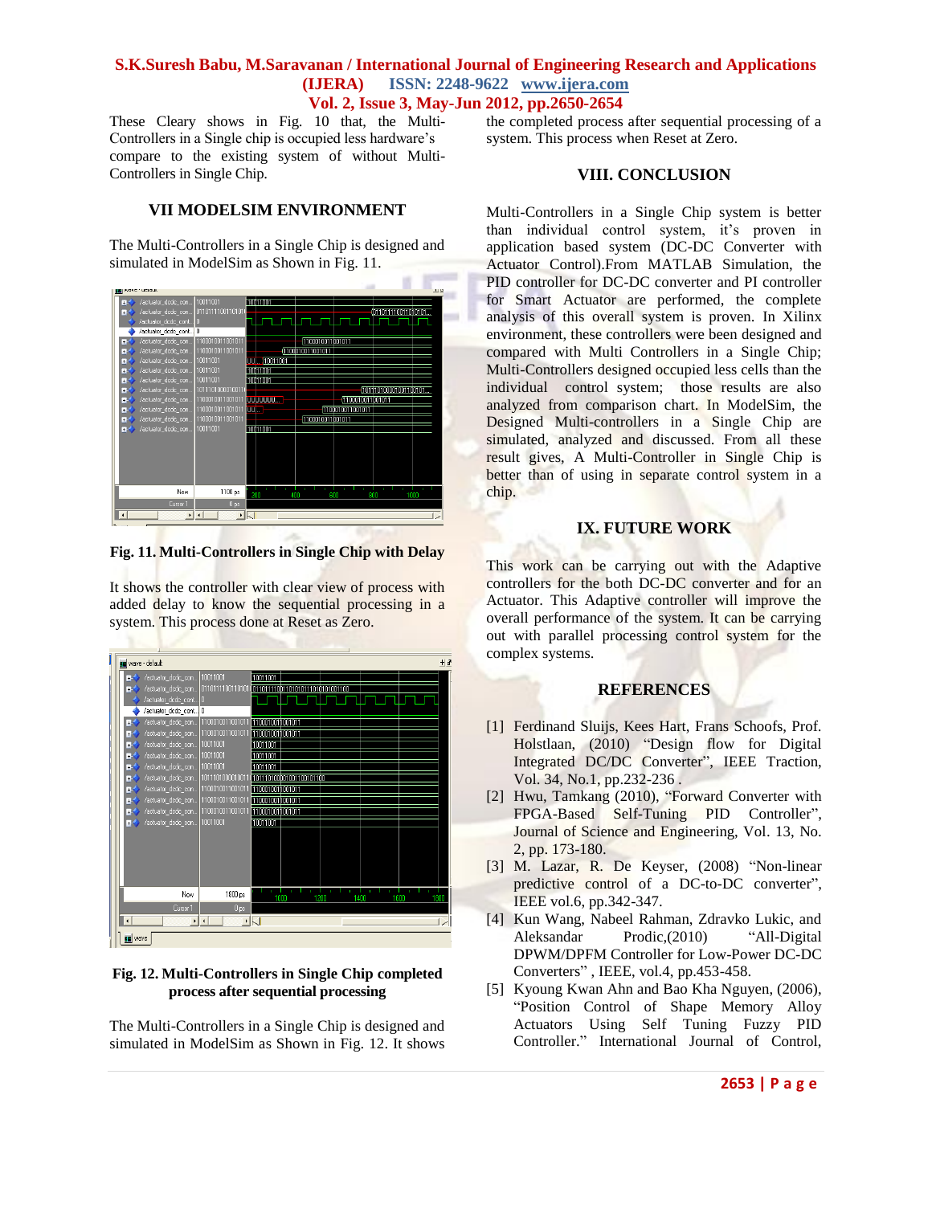These Cleary shows in Fig. 10 that, the Multi-Controllers in a Single chip is occupied less hardware's compare to the existing system of without Multi-Controllers in Single Chip.

## VII MODELSIM ENVIRONMENT

The Multi-Controllers in a Single Chip is designed and simulated in ModelSim as Shown in Fig. 11.

**Fig. 11. Multi-Controllers in Single Chip with Delay**

It shows the controller with clear view of process with added delay to know the sequential processing in a system. This process done at Reset as Zero.

**Fig. 12. Multi-Controllers in Single Chip completed process after sequential processing**

The Multi-Controllers in a Single Chip is designed and simulated in ModelSim as Shown in Fig. 12. It shows the completed process after sequential processing of a system. This process when Reset at Zero.

## VIII. CONCLUSION

Multi-Controllers in a Single Chip system is better than individual control system, it's proven in application based system (DC-DC Converter with Actuator Control).From MATLAB Simulation, the PID controller for DC-DC converter and PI controller for Smart Actuator are performed, the complete analysis of this overall system is proven. In Xilinx environment, these controllers were been designed and compared with Multi Controllers in a Single Chip; Multi-Controllers designed occupied less cells than the individual control system; those results are also analyzed from comparison chart. In ModelSim, the Designed Multi-controllers in a Single Chip are simulated, analyzed and discussed. From all these result gives, A Multi-Controller in Single Chip is better than of using in separate control system in a chip.

## IX. FUTURE WORK

This work can be carrying out with the Adaptive controllers for the both DC-DC converter and for an Actuator. This Adaptive controller will improve the overall performance of the system. It can be carrying out with parallel processing control system for the complex systems.

## REFERENCES

[1] Ferdinand Sluijs, Kees Hart, Frans Schoofs, Prof. Holstlaan, (2010) "Design flow for Digital Integrated DC/DC Converter", IEEE Traction, Vol. 34, No.1, pp.232-236 .

[2] Hwu, Tamkang (2010), "Forward Converter with FPGA-Based Self-Tuning PID Controller", Journal of Science and Engineering, Vol. 13, No. 2, pp. 173-180.

[3] M. Lazar, R. De Keyser, (2008) "Non-linear predictive control of a DC-to-DC converter", IEEE vol.6, pp.342-347.

[4] Kun Wang, Nabeel Rahman, Zdravko Lukic, and Aleksandar Prodic,(2010) "All-Digital DPWM/DPFM Controller for Low-Power DC-DC Converters" , IEEE, vol.4, pp.453-458.

[5] Kyoung Kwan Ahn and Bao Kha Nguyen, (2006), "Position Control of Shape Memory Alloy Actuators Using Self Tuning Fuzzy PID Controller." International Journal of Control,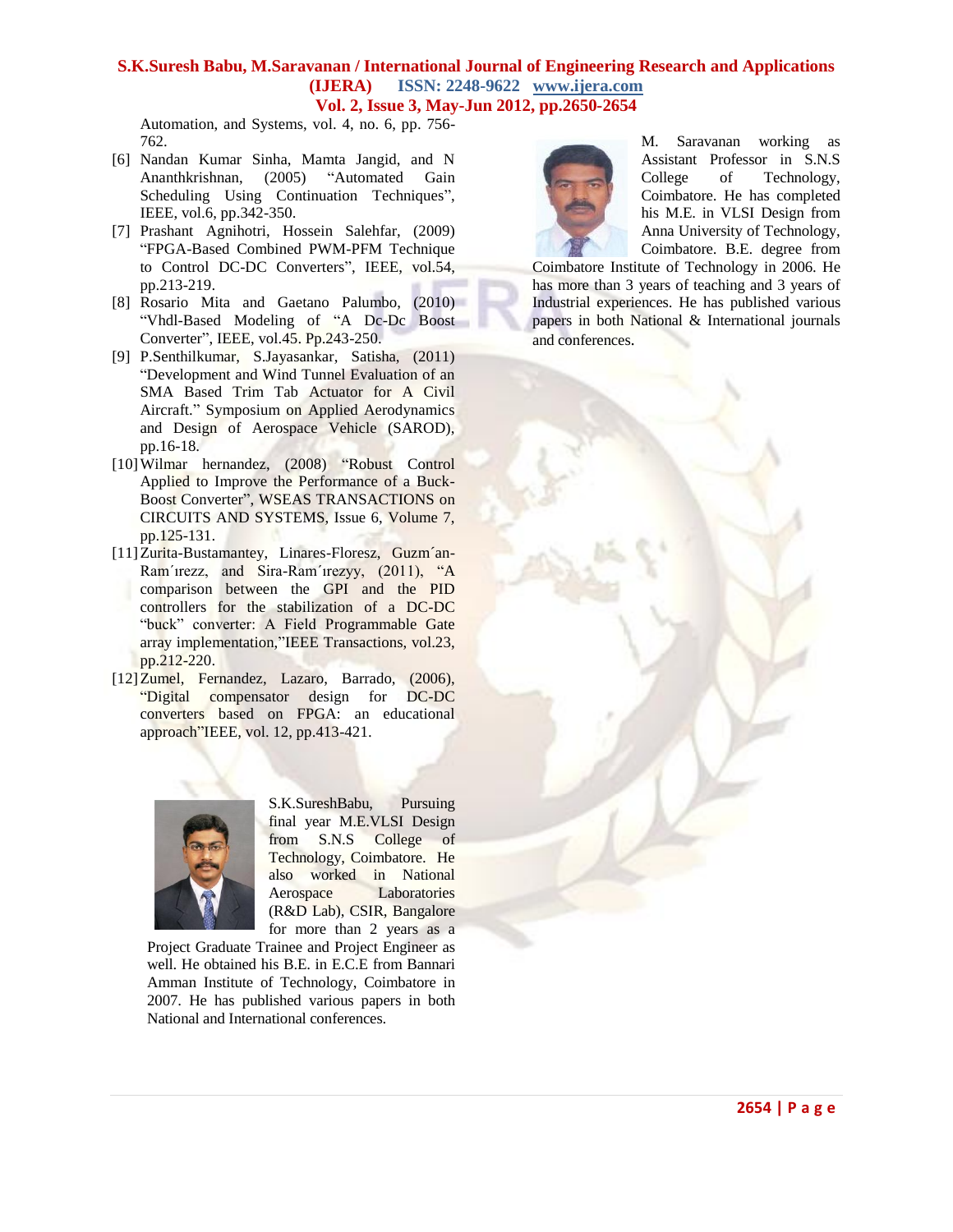Automation, and Systems, vol. 4, no. 6, pp. 756-762.

[6] Nandan Kumar Sinha, Mamta Jangid, and N Ananthkrishnan, (2005) "Automated Gain Scheduling Using Continuation Techniques", IEEE, vol.6, pp.342-350.

[7] Prashant Agnihotri, Hossein Salehfar, (2009) "FPGA-Based Combined PWM-PFM Technique to Control DC-DC Converters", IEEE, vol.54, pp.213-219.

[8] Rosario Mita and Gaetano Palumbo, (2010) "Vhdl-Based Modeling of "A Dc-Dc Boost Converter", IEEE, vol.45. Pp.243-250.

[9] P.Senthilkumar, S.Jayasankar, Satisha, (2011) "Development and Wind Tunnel Evaluation of an SMA Based Trim Tab Actuator for A Civil Aircraft." Symposium on Applied Aerodynamics and Design of Aerospace Vehicle (SAROD), pp.16-18.

[10] Wilmar hernandez, (2008) "Robust Control Applied to Improve the Performance of a Buck-Boost Converter", WSEAS TRANSACTIONS on CIRCUITS AND SYSTEMS, Issue 6, Volume 7, pp.125-131.

[11] Zurita-Bustamantey, Linares-Floresz, Guzm´an-Ram´ırezz, and Sira-Ram´ırezyy, (2011), "A comparison between the GPI and the PID controllers for the stabilization of a DC-DC "buck" converter: A Field Programmable Gate array implementation,"IEEE Transactions, vol.23, pp.212-220.

[12] Zumel, Fernandez, Lazaro, Barrado, (2006), "Digital compensator design for DC-DC converters based on FPGA: an educational approach"IEEE, vol. 12, pp.413-421.

S.K.SureshBabu, Pursuing final year M.E.VLSI Design from S.N.S College of Technology, Coimbatore. He also worked in National Aerospace Laboratories (R&D Lab), CSIR, Bangalore for more than 2 years as a Project Graduate Trainee and Project Engineer as well. He obtained his B.E. in E.C.E from Bannari Amman Institute of Technology, Coimbatore in 2007. He has published various papers in both National and International conferences.

M. Saravanan working as Assistant Professor in S.N.S College of Technology, Coimbatore. He has completed his M.E. in VLSI Design from Anna University of Technology, Coimbatore. B.E. degree from Coimbatore Institute of Technology in 2006. He has more than 3 years of teaching and 3 years of Industrial experiences. He has published various papers in both National & International journals and conferences.